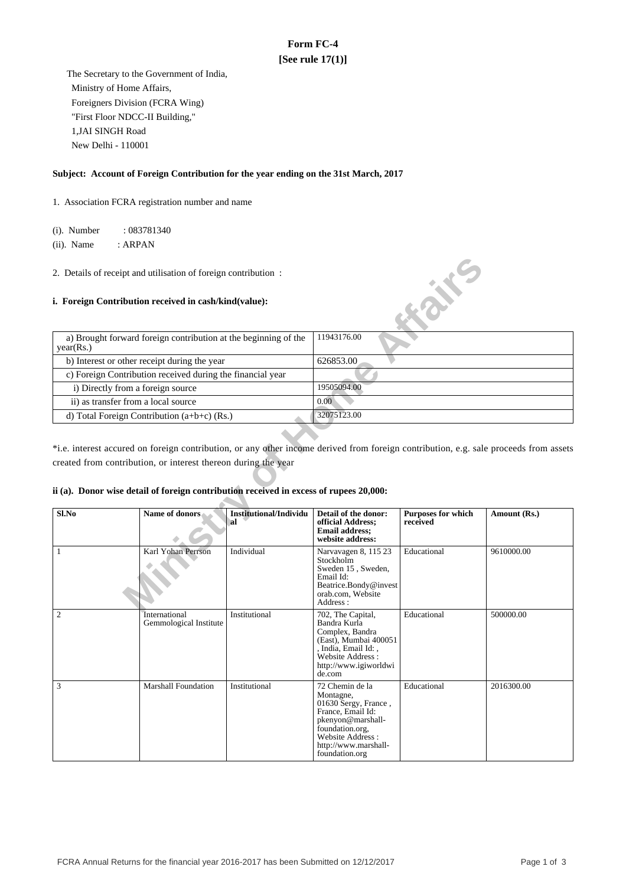# Form FC-4

**[See rule 17(1)]**

The Secretary to the Government of India,
Ministry of Home Affairs,
Foreigners Division (FCRA Wing)
"First Floor NDCC-II Building,"
1,JAI SINGH Road
New Delhi - 110001

**Subject: Account of Foreign Contribution for the year ending on the 31st March, 2017**

1. Association FCRA registration number and name

(i). Number : 083781340

(ii). Name : ARPAN

2. Details of receipt and utilisation of foreign contribution :

**i. Foreign Contribution received in cash/kind(value):**

| | |
|---|---|
| a) Brought forward foreign contribution at the beginning of the year(Rs.) | 11943176.00 |
| b) Interest or other receipt during the year | 626853.00 |
| c) Foreign Contribution received during the financial year | |
| i) Directly from a foreign source | 19505094.00 |
| ii) as transfer from a local source | 0.00 |
| d) Total Foreign Contribution (a+b+c) (Rs.) | 32075123.00 |

*i.e. interest accured on foreign contribution, or any other income derived from foreign contribution, e.g. sale proceeds from assets created from contribution, or interest thereon during the year

**ii (a). Donor wise detail of foreign contribution received in excess of rupees 20,000:**

| Sl.No | Name of donors | Institutional/Individual | Detail of the donor: official Address; Email address; website address: | Purposes for which received | Amount (Rs.) |
|---|---|---|---|---|---|
| 1 | Karl Yohan Perrson | Individual | Narvavagen 8, 115 23 Stockholm Sweden 15 , Sweden, Email Id: Beatrice.Bondy@investorab.com, Website Address : | Educational | 9610000.00 |
| 2 | International Gemmological Institute | Institutional | 702, The Capital, Bandra Kurla Complex, Bandra (East), Mumbai 400051 , India, Email Id: , Website Address : http://www.igiworldwide.com | Educational | 500000.00 |
| 3 | Marshall Foundation | Institutional | 72 Chemin de la Montagne, 01630 Sergy, France , France, Email Id: pkenyon@marshall-foundation.org, Website Address : http://www.marshall-foundation.org | Educational | 2016300.00 |

FCRA Annual Returns for the financial year 2016-2017 has been Submitted on 12/12/2017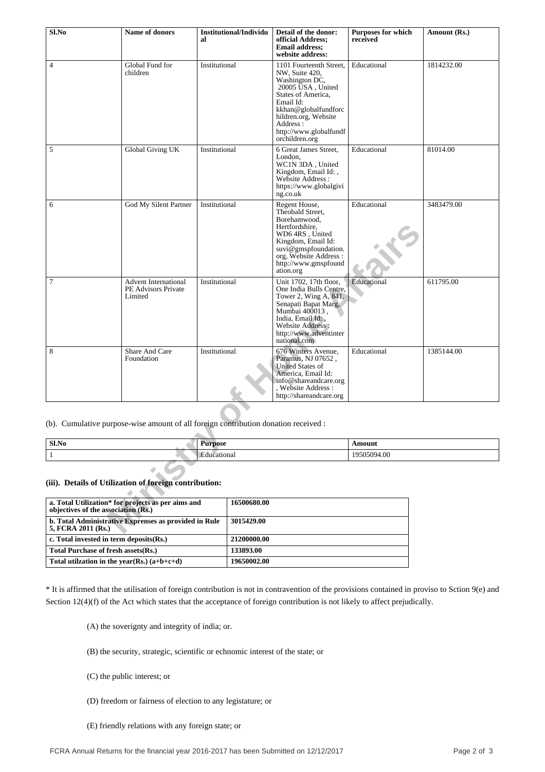| Sl.No | Name of donors | Institutional/Individual | Detail of the donor: official Address; Email address; website address: | Purposes for which received | Amount (Rs.) |
|---|---|---|---|---|---|
| 4 | Global Fund for children | Institutional | 1101 Fourteenth Street, NW, Suite 420, Washington DC, 20005 USA , United States of America, Email Id: kkhan@globalfundforchildren.org, Website Address : http://www.globalfundforchildren.org | Educational | 1814232.00 |
| 5 | Global Giving UK | Institutional | 6 Great James Street, London, WC1N 3DA , United Kingdom, Email Id: , Website Address : https://www.globalgiving.co.uk | Educational | 81014.00 |
| 6 | God My Silent Partner | Institutional | Regent House, Theobald Street, Borehamwood, Hertfordshire, WD6 4RS , United Kingdom, Email Id: suvi@gmspfoundation.org, Website Address : http://www.gmspfoundation.org | Educational | 3483479.00 |
| 7 | Advent International PE Advisors Private Limited | Institutional | Unit 1702, 17th floor, One India Bulls Centre, Tower 2, Wing A, 841, Senapati Bapat Marg, Mumbai 400013 , India, Email Id: , Website Address : http://www.adventinternational.com | Educational | 611795.00 |
| 8 | Share And Care Foundation | Institutional | 676 Winters Avenue, Paramus, NJ 07652 , United States of America, Email Id: info@shareandcare.org , Website Address : http://shareandcare.org | Educational | 1385144.00 |

(b). Cumulative purpose-wise amount of all foreign contribution donation received :

| Sl.No | Purpose | Amount |
|---|---|---|
| 1 | Educational | 19505094.00 |

### (iii). Details of Utilization of foreign contribution:

| | |
|---|---|
| **a. Total Utilization* for projects as per aims and objectives of the association (Rs.)** | **16500680.00** |
| **b. Total Administrative Exprenses as provided in Rule 5, FCRA 2011 (Rs.)** | **3015429.00** |
| **c. Total invested in term deposits(Rs.)** | **21200000.00** |
| **Total Purchase of fresh assets(Rs.)** | **133893.00** |
| **Total utilzation in the year(Rs.) (a+b+c+d)** | **19650002.00** |

* It is affirmed that the utilisation of foreign contribution is not in contravention of the provisions contained in proviso to Sction 9(e) and Section 12(4)(f) of the Act which states that the acceptance of foreign contribution is not likely to affect prejudically.

(A) the soverignty and integrity of india; or.

(B) the security, strategic, scientific or echnomic interest of the state; or

(C) the public interest; or

(D) freedom or fairness of election to any legistature; or

(E) friendly relations with any foreign state; or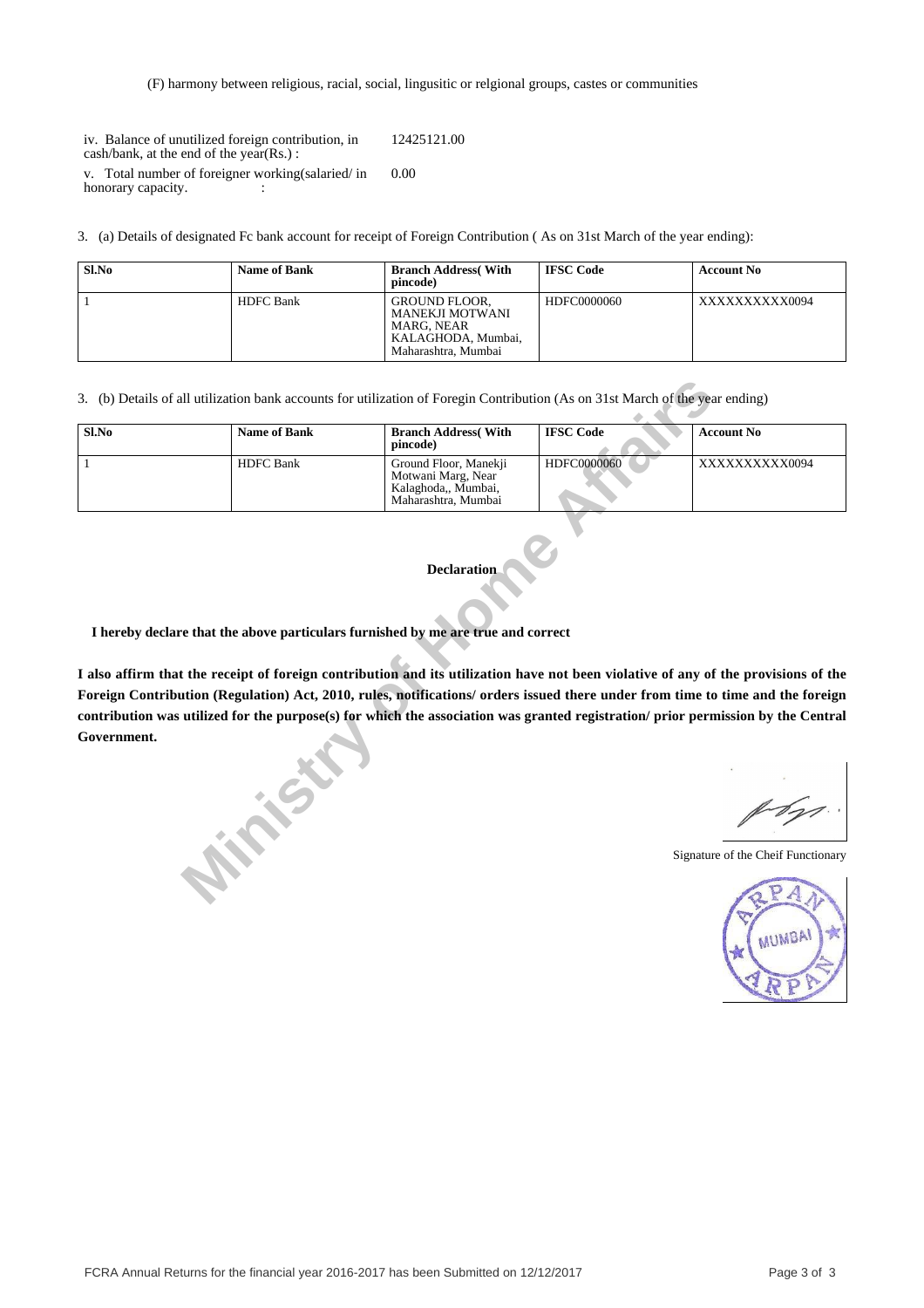(F) harmony between religious, racial, social, lingusitic or relgional groups, castes or communities

iv. Balance of unutilized foreign contribution, in cash/bank, at the end of the year(Rs.) : 12425121.00

v. Total number of foreigner working(salaried/ in honorary capacity. : 0.00

3. (a) Details of designated Fc bank account for receipt of Foreign Contribution ( As on 31st March of the year ending):

| Sl.No | Name of Bank | Branch Address( With pincode) | IFSC Code | Account No |
|---|---|---|---|---|
| 1 | HDFC Bank | GROUND FLOOR, MANEKJI MOTWANI MARG, NEAR KALAGHODA, Mumbai, Maharashtra, Mumbai | HDFC0000060 | XXXXXXXXX0094 |

3. (b) Details of all utilization bank accounts for utilization of Foregin Contribution (As on 31st March of the year ending)

| Sl.No | Name of Bank | Branch Address( With pincode) | IFSC Code | Account No |
|---|---|---|---|---|
| 1 | HDFC Bank | Ground Floor, Manekji Motwani Marg, Near Kalaghoda,, Mumbai, Maharashtra, Mumbai | HDFC0000060 | XXXXXXXXX0094 |

**Declaration**

**I hereby declare that the above particulars furnished by me are true and correct**

**I also affirm that the receipt of foreign contribution and its utilization have not been violative of any of the provisions of the Foreign Contribution (Regulation) Act, 2010, rules, notifications/ orders issued there under from time to time and the foreign contribution was utilized for the purpose(s) for which the association was granted registration/ prior permission by the Central Government.**

Signature of the Cheif Functionary

FCRA Annual Returns for the financial year 2016-2017 has been Submitted on 12/12/2017